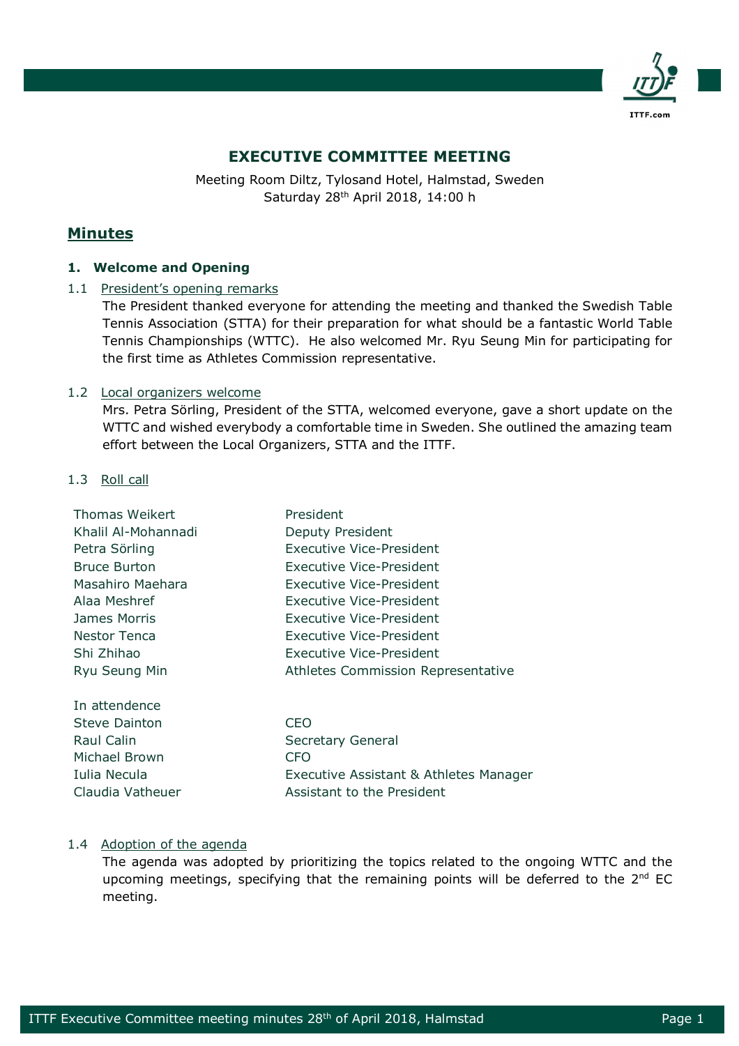# EXECUTIVE COMMITTEE MEETING

Meeting Room Diltz, Tylosand Hotel, Halmstad, Sweden
Saturday 28th April 2018, 14:00 h

## Minutes

### 1. Welcome and Opening

1.1 President's opening remarks

The President thanked everyone for attending the meeting and thanked the Swedish Table Tennis Association (STTA) for their preparation for what should be a fantastic World Table Tennis Championships (WTTC). He also welcomed Mr. Ryu Seung Min for participating for the first time as Athletes Commission representative.

1.2 Local organizers welcome

Mrs. Petra Sörling, President of the STTA, welcomed everyone, gave a short update on the WTTC and wished everybody a comfortable time in Sweden. She outlined the amazing team effort between the Local Organizers, STTA and the ITTF.

1.3 Roll call

| | |
|---|---|
| Thomas Weikert | President |
| Khalil Al-Mohannadi | Deputy President |
| Petra Sörling | Executive Vice-President |
| Bruce Burton | Executive Vice-President |
| Masahiro Maehara | Executive Vice-President |
| Alaa Meshref | Executive Vice-President |
| James Morris | Executive Vice-President |
| Nestor Tenca | Executive Vice-President |
| Shi Zhihao | Executive Vice-President |
| Ryu Seung Min | Athletes Commission Representative |

In attendence

| | |
|---|---|
| Steve Dainton | CEO |
| Raul Calin | Secretary General |
| Michael Brown | CFO |
| Iulia Necula | Executive Assistant & Athletes Manager |
| Claudia Vatheuer | Assistant to the President |

1.4 Adoption of the agenda

The agenda was adopted by prioritizing the topics related to the ongoing WTTC and the upcoming meetings, specifying that the remaining points will be deferred to the 2nd EC meeting.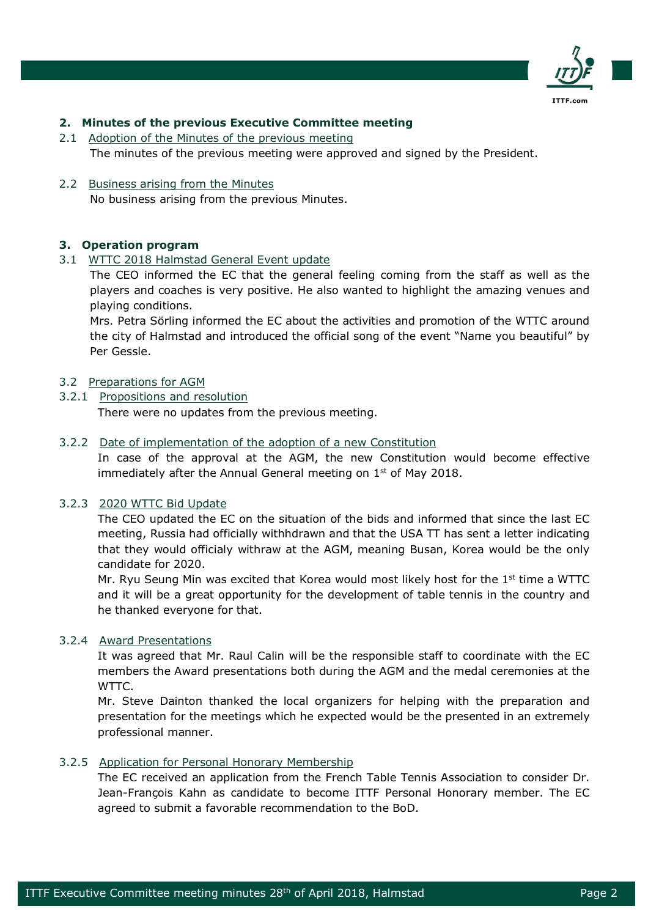## 2. Minutes of the previous Executive Committee meeting

2.1 Adoption of the Minutes of the previous meeting

The minutes of the previous meeting were approved and signed by the President.

2.2 Business arising from the Minutes

No business arising from the previous Minutes.

## 3. Operation program

3.1 WTTC 2018 Halmstad General Event update

The CEO informed the EC that the general feeling coming from the staff as well as the players and coaches is very positive. He also wanted to highlight the amazing venues and playing conditions.

Mrs. Petra Sörling informed the EC about the activities and promotion of the WTTC around the city of Halmstad and introduced the official song of the event "Name you beautiful" by Per Gessle.

3.2 Preparations for AGM

3.2.1 Propositions and resolution

There were no updates from the previous meeting.

3.2.2 Date of implementation of the adoption of a new Constitution

In case of the approval at the AGM, the new Constitution would become effective immediately after the Annual General meeting on 1st of May 2018.

3.2.3 2020 WTTC Bid Update

The CEO updated the EC on the situation of the bids and informed that since the last EC meeting, Russia had officially withhdrawn and that the USA TT has sent a letter indicating that they would officialy withraw at the AGM, meaning Busan, Korea would be the only candidate for 2020.

Mr. Ryu Seung Min was excited that Korea would most likely host for the 1st time a WTTC and it will be a great opportunity for the development of table tennis in the country and he thanked everyone for that.

3.2.4 Award Presentations

It was agreed that Mr. Raul Calin will be the responsible staff to coordinate with the EC members the Award presentations both during the AGM and the medal ceremonies at the WTTC.

Mr. Steve Dainton thanked the local organizers for helping with the preparation and presentation for the meetings which he expected would be the presented in an extremely professional manner.

3.2.5 Application for Personal Honorary Membership

The EC received an application from the French Table Tennis Association to consider Dr. Jean-François Kahn as candidate to become ITTF Personal Honorary member. The EC agreed to submit a favorable recommendation to the BoD.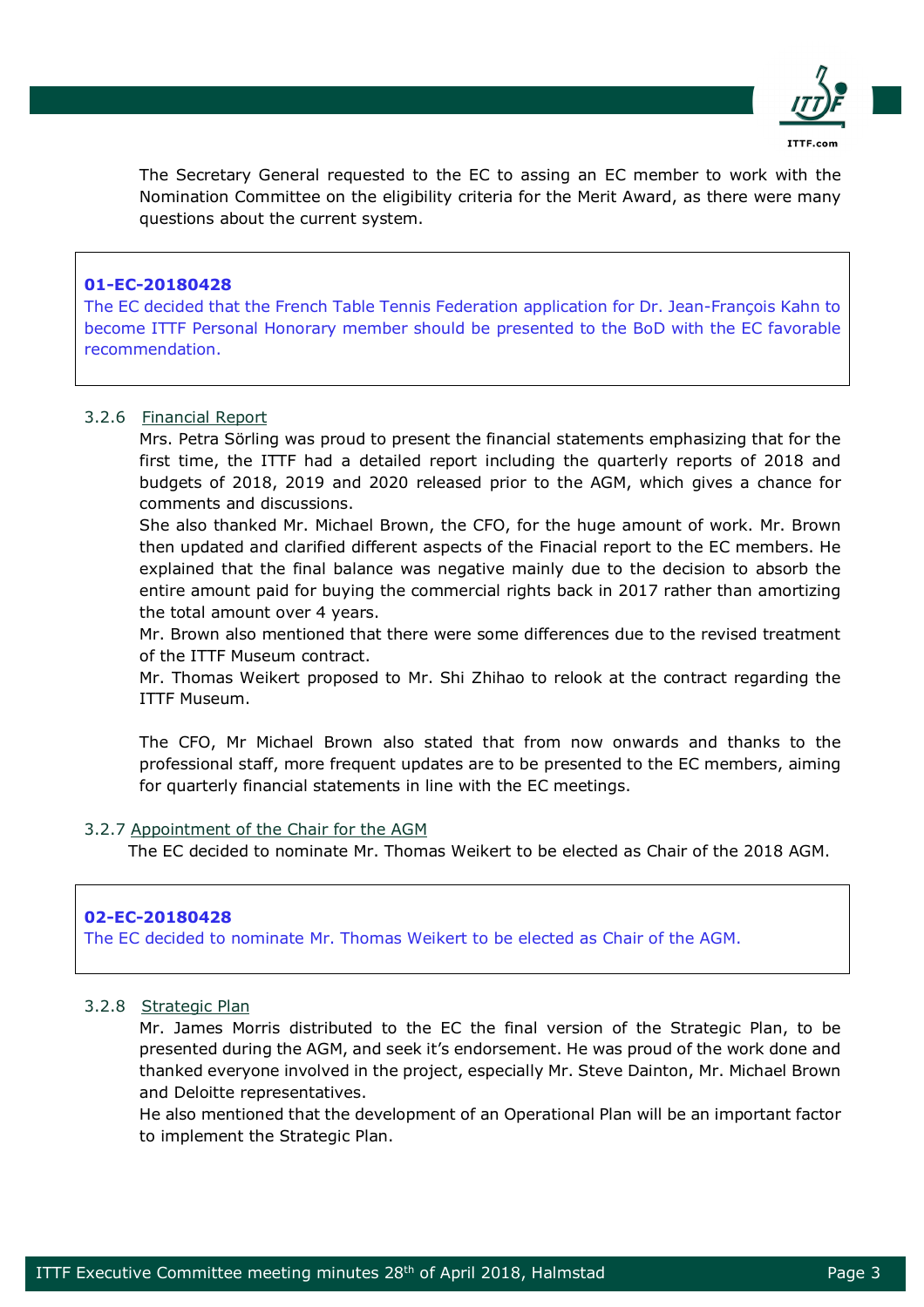The Secretary General requested to the EC to assing an EC member to work with the Nomination Committee on the eligibility criteria for the Merit Award, as there were many questions about the current system.

> **01-EC-20180428**
> The EC decided that the French Table Tennis Federation application for Dr. Jean-François Kahn to become ITTF Personal Honorary member should be presented to the BoD with the EC favorable recommendation.

### 3.2.6 Financial Report

Mrs. Petra Sörling was proud to present the financial statements emphasizing that for the first time, the ITTF had a detailed report including the quarterly reports of 2018 and budgets of 2018, 2019 and 2020 released prior to the AGM, which gives a chance for comments and discussions.

She also thanked Mr. Michael Brown, the CFO, for the huge amount of work. Mr. Brown then updated and clarified different aspects of the Finacial report to the EC members. He explained that the final balance was negative mainly due to the decision to absorb the entire amount paid for buying the commercial rights back in 2017 rather than amortizing the total amount over 4 years.

Mr. Brown also mentioned that there were some differences due to the revised treatment of the ITTF Museum contract.

Mr. Thomas Weikert proposed to Mr. Shi Zhihao to relook at the contract regarding the ITTF Museum.

The CFO, Mr Michael Brown also stated that from now onwards and thanks to the professional staff, more frequent updates are to be presented to the EC members, aiming for quarterly financial statements in line with the EC meetings.

### 3.2.7 Appointment of the Chair for the AGM

The EC decided to nominate Mr. Thomas Weikert to be elected as Chair of the 2018 AGM.

> **02-EC-20180428**
> The EC decided to nominate Mr. Thomas Weikert to be elected as Chair of the AGM.

### 3.2.8 Strategic Plan

Mr. James Morris distributed to the EC the final version of the Strategic Plan, to be presented during the AGM, and seek it's endorsement. He was proud of the work done and thanked everyone involved in the project, especially Mr. Steve Dainton, Mr. Michael Brown and Deloitte representatives.

He also mentioned that the development of an Operational Plan will be an important factor to implement the Strategic Plan.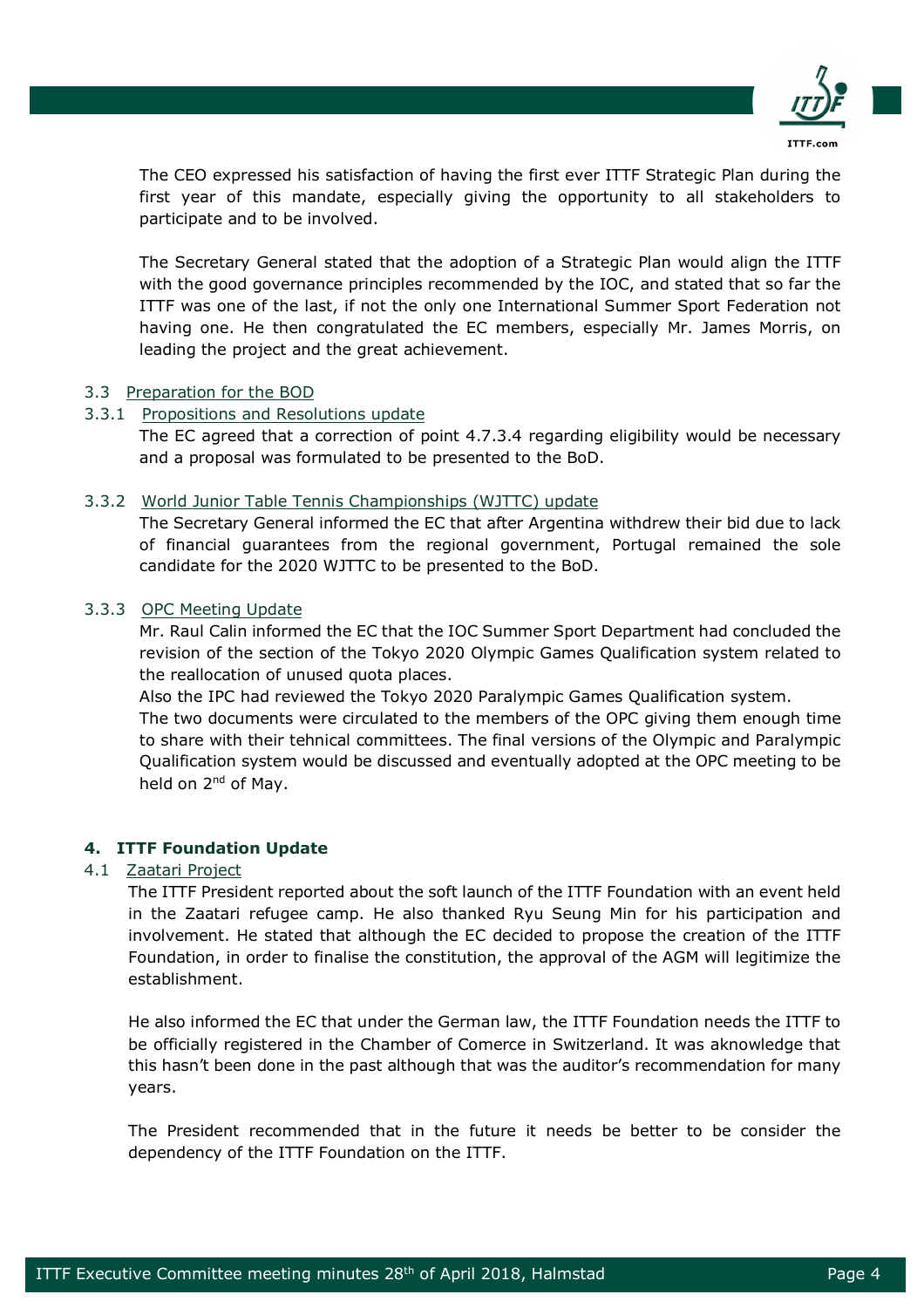The CEO expressed his satisfaction of having the first ever ITTF Strategic Plan during the first year of this mandate, especially giving the opportunity to all stakeholders to participate and to be involved.

The Secretary General stated that the adoption of a Strategic Plan would align the ITTF with the good governance principles recommended by the IOC, and stated that so far the ITTF was one of the last, if not the only one International Summer Sport Federation not having one. He then congratulated the EC members, especially Mr. James Morris, on leading the project and the great achievement.

3.3 Preparation for the BOD

3.3.1 Propositions and Resolutions update

The EC agreed that a correction of point 4.7.3.4 regarding eligibility would be necessary and a proposal was formulated to be presented to the BoD.

3.3.2 World Junior Table Tennis Championships (WJTTC) update

The Secretary General informed the EC that after Argentina withdrew their bid due to lack of financial guarantees from the regional government, Portugal remained the sole candidate for the 2020 WJTTC to be presented to the BoD.

3.3.3 OPC Meeting Update

Mr. Raul Calin informed the EC that the IOC Summer Sport Department had concluded the revision of the section of the Tokyo 2020 Olympic Games Qualification system related to the reallocation of unused quota places.

Also the IPC had reviewed the Tokyo 2020 Paralympic Games Qualification system.

The two documents were circulated to the members of the OPC giving them enough time to share with their tehnical committees. The final versions of the Olympic and Paralympic Qualification system would be discussed and eventually adopted at the OPC meeting to be held on 2nd of May.

## 4. ITTF Foundation Update

4.1 Zaatari Project

The ITTF President reported about the soft launch of the ITTF Foundation with an event held in the Zaatari refugee camp. He also thanked Ryu Seung Min for his participation and involvement. He stated that although the EC decided to propose the creation of the ITTF Foundation, in order to finalise the constitution, the approval of the AGM will legitimize the establishment.

He also informed the EC that under the German law, the ITTF Foundation needs the ITTF to be officially registered in the Chamber of Comerce in Switzerland. It was aknowledge that this hasn't been done in the past although that was the auditor's recommendation for many years.

The President recommended that in the future it needs be better to be consider the dependency of the ITTF Foundation on the ITTF.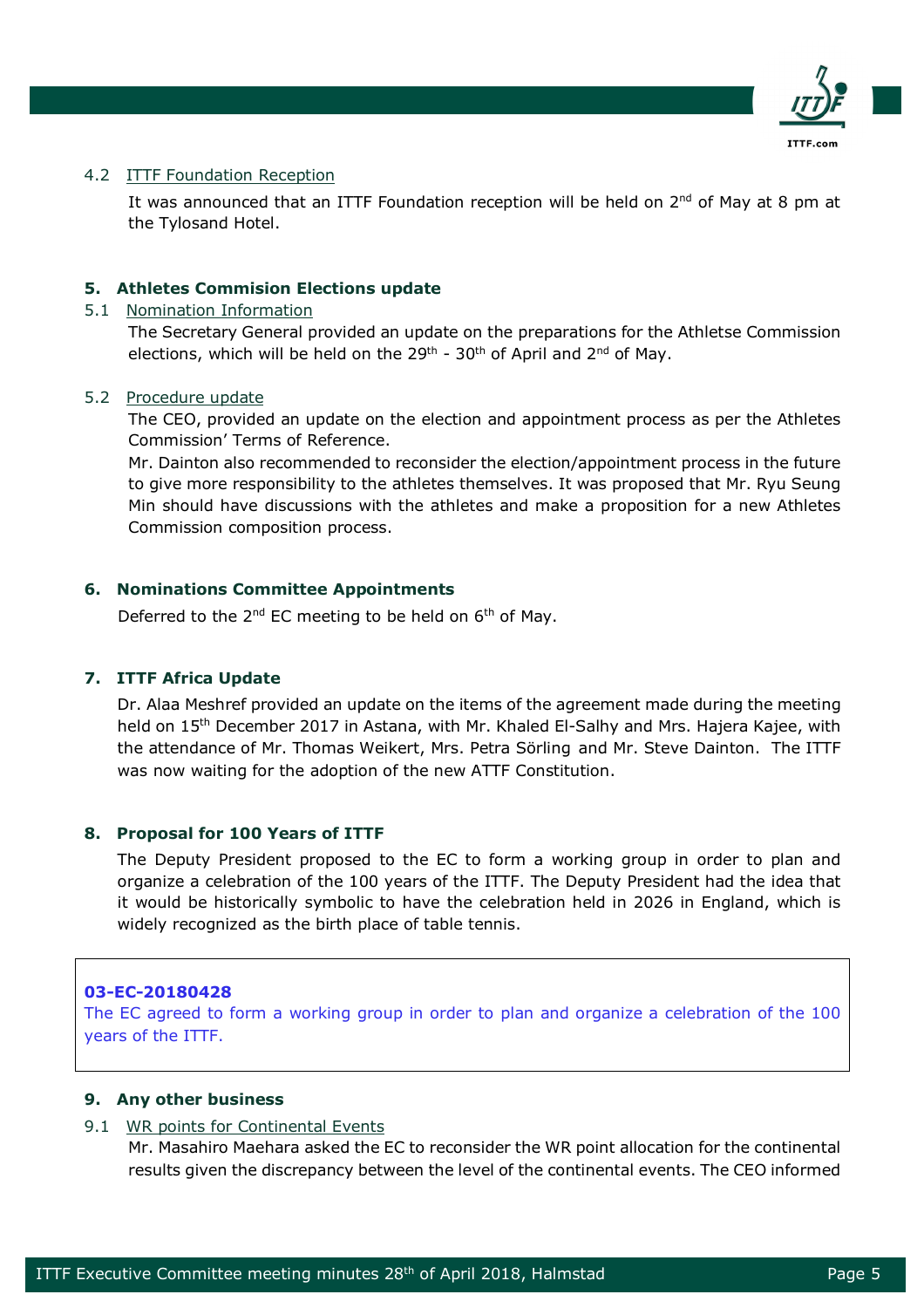4.2 ITTF Foundation Reception

It was announced that an ITTF Foundation reception will be held on 2nd of May at 8 pm at the Tylosand Hotel.

## 5. Athletes Commision Elections update

5.1 Nomination Information

The Secretary General provided an update on the preparations for the Athletse Commission elections, which will be held on the 29th - 30th of April and 2nd of May.

5.2 Procedure update

The CEO, provided an update on the election and appointment process as per the Athletes Commission' Terms of Reference.

Mr. Dainton also recommended to reconsider the election/appointment process in the future to give more responsibility to the athletes themselves. It was proposed that Mr. Ryu Seung Min should have discussions with the athletes and make a proposition for a new Athletes Commission composition process.

## 6. Nominations Committee Appointments

Deferred to the 2nd EC meeting to be held on 6th of May.

## 7. ITTF Africa Update

Dr. Alaa Meshref provided an update on the items of the agreement made during the meeting held on 15th December 2017 in Astana, with Mr. Khaled El-Salhy and Mrs. Hajera Kajee, with the attendance of Mr. Thomas Weikert, Mrs. Petra Sörling and Mr. Steve Dainton. The ITTF was now waiting for the adoption of the new ATTF Constitution.

## 8. Proposal for 100 Years of ITTF

The Deputy President proposed to the EC to form a working group in order to plan and organize a celebration of the 100 years of the ITTF. The Deputy President had the idea that it would be historically symbolic to have the celebration held in 2026 in England, which is widely recognized as the birth place of table tennis.

**03-EC-20180428**
The EC agreed to form a working group in order to plan and organize a celebration of the 100 years of the ITTF.

## 9. Any other business

9.1 WR points for Continental Events

Mr. Masahiro Maehara asked the EC to reconsider the WR point allocation for the continental results given the discrepancy between the level of the continental events. The CEO informed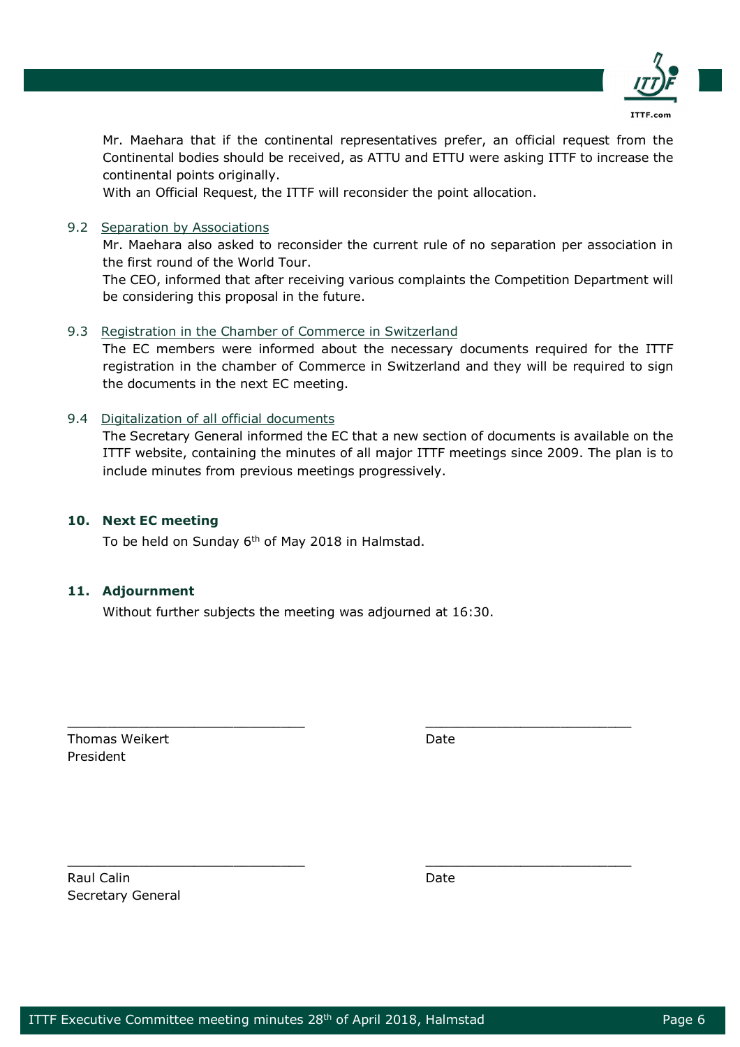Mr. Maehara that if the continental representatives prefer, an official request from the Continental bodies should be received, as ATTU and ETTU were asking ITTF to increase the continental points originally.
With an Official Request, the ITTF will reconsider the point allocation.

9.2 Separation by Associations

Mr. Maehara also asked to reconsider the current rule of no separation per association in the first round of the World Tour.
The CEO, informed that after receiving various complaints the Competition Department will be considering this proposal in the future.

9.3 Registration in the Chamber of Commerce in Switzerland

The EC members were informed about the necessary documents required for the ITTF registration in the chamber of Commerce in Switzerland and they will be required to sign the documents in the next EC meeting.

9.4 Digitalization of all official documents

The Secretary General informed the EC that a new section of documents is available on the ITTF website, containing the minutes of all major ITTF meetings since 2009. The plan is to include minutes from previous meetings progressively.

## 10. Next EC meeting

To be held on Sunday 6th of May 2018 in Halmstad.

## 11. Adjournment

Without further subjects the meeting was adjourned at 16:30.

_______________________________ _______________________________

Thomas Weikert Date
President

_______________________________ _______________________________

Raul Calin Date
Secretary General